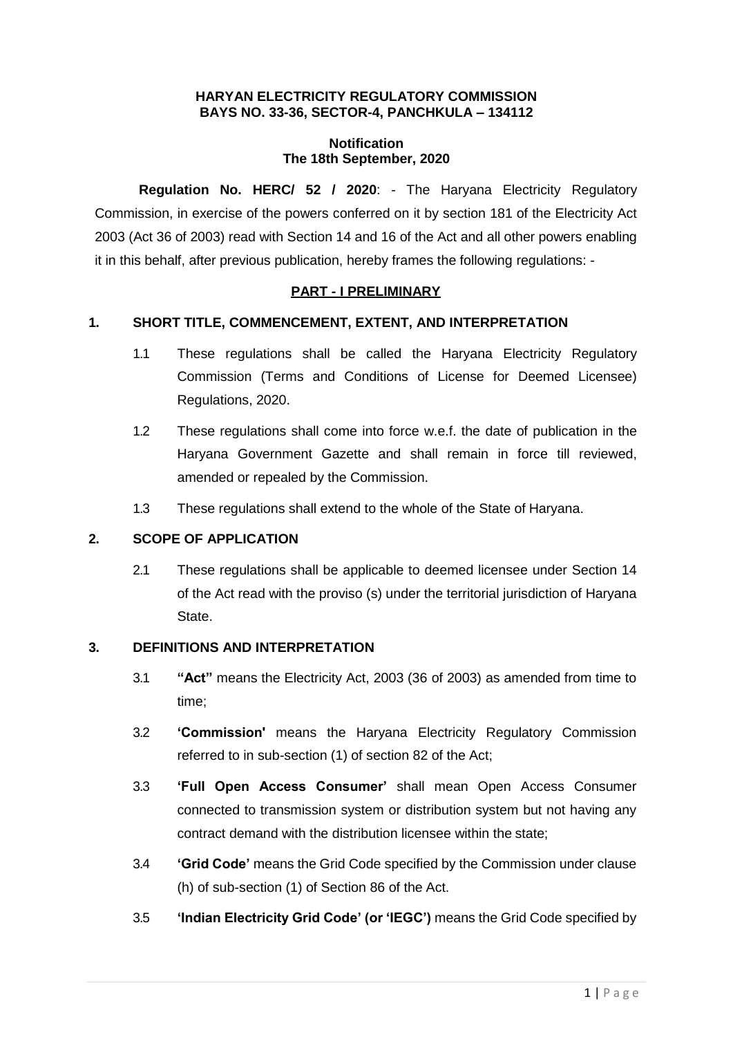**HARYAN ELECTRICITY REGULATORY COMMISSION**
**BAYS NO. 33-36, SECTOR-4, PANCHKULA – 134112**

**Notification**
**The 18th September, 2020**

**Regulation No. HERC/ 52 / 2020**: - The Haryana Electricity Regulatory Commission, in exercise of the powers conferred on it by section 181 of the Electricity Act 2003 (Act 36 of 2003) read with Section 14 and 16 of the Act and all other powers enabling it in this behalf, after previous publication, hereby frames the following regulations: -

## PART - I PRELIMINARY

### 1. SHORT TITLE, COMMENCEMENT, EXTENT, AND INTERPRETATION

1.1 These regulations shall be called the Haryana Electricity Regulatory Commission (Terms and Conditions of License for Deemed Licensee) Regulations, 2020.

1.2 These regulations shall come into force w.e.f. the date of publication in the Haryana Government Gazette and shall remain in force till reviewed, amended or repealed by the Commission.

1.3 These regulations shall extend to the whole of the State of Haryana.

### 2. SCOPE OF APPLICATION

2.1 These regulations shall be applicable to deemed licensee under Section 14 of the Act read with the proviso (s) under the territorial jurisdiction of Haryana State.

### 3. DEFINITIONS AND INTERPRETATION

3.1 **"Act"** means the Electricity Act, 2003 (36 of 2003) as amended from time to time;

3.2 **'Commission'** means the Haryana Electricity Regulatory Commission referred to in sub-section (1) of section 82 of the Act;

3.3 **'Full Open Access Consumer'** shall mean Open Access Consumer connected to transmission system or distribution system but not having any contract demand with the distribution licensee within the state;

3.4 **'Grid Code'** means the Grid Code specified by the Commission under clause (h) of sub-section (1) of Section 86 of the Act.

3.5 **'Indian Electricity Grid Code' (or 'IEGC')** means the Grid Code specified by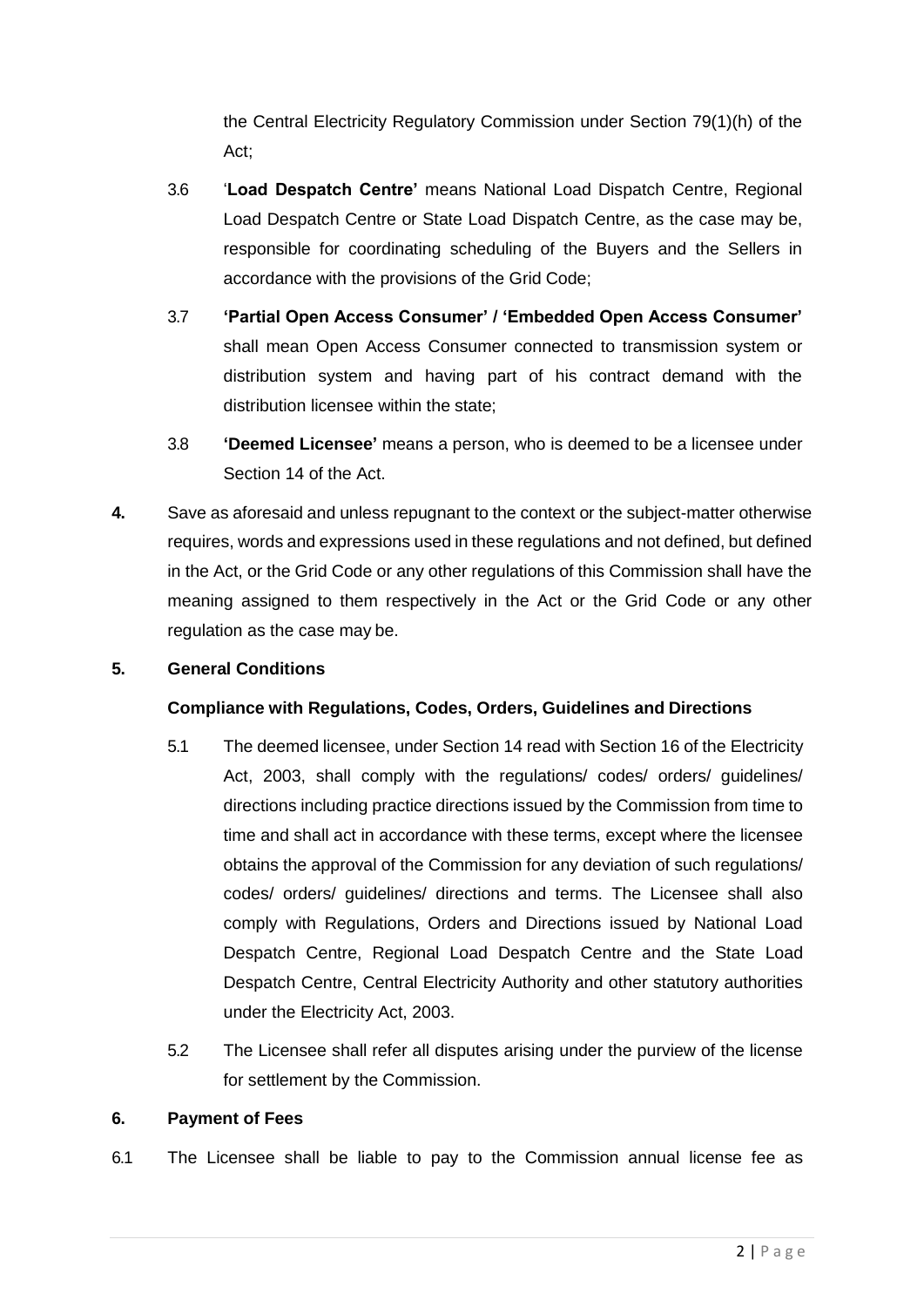the Central Electricity Regulatory Commission under Section 79(1)(h) of the Act;

3.6 '**Load Despatch Centre'** means National Load Dispatch Centre, Regional Load Despatch Centre or State Load Dispatch Centre, as the case may be, responsible for coordinating scheduling of the Buyers and the Sellers in accordance with the provisions of the Grid Code;

3.7 **'Partial Open Access Consumer' / 'Embedded Open Access Consumer'** shall mean Open Access Consumer connected to transmission system or distribution system and having part of his contract demand with the distribution licensee within the state;

3.8 **'Deemed Licensee'** means a person, who is deemed to be a licensee under Section 14 of the Act.

**4.** Save as aforesaid and unless repugnant to the context or the subject-matter otherwise requires, words and expressions used in these regulations and not defined, but defined in the Act, or the Grid Code or any other regulations of this Commission shall have the meaning assigned to them respectively in the Act or the Grid Code or any other regulation as the case may be.

**5. General Conditions**

**Compliance with Regulations, Codes, Orders, Guidelines and Directions**

5.1 The deemed licensee, under Section 14 read with Section 16 of the Electricity Act, 2003, shall comply with the regulations/ codes/ orders/ guidelines/ directions including practice directions issued by the Commission from time to time and shall act in accordance with these terms, except where the licensee obtains the approval of the Commission for any deviation of such regulations/ codes/ orders/ guidelines/ directions and terms. The Licensee shall also comply with Regulations, Orders and Directions issued by National Load Despatch Centre, Regional Load Despatch Centre and the State Load Despatch Centre, Central Electricity Authority and other statutory authorities under the Electricity Act, 2003.

5.2 The Licensee shall refer all disputes arising under the purview of the license for settlement by the Commission.

**6. Payment of Fees**

6.1 The Licensee shall be liable to pay to the Commission annual license fee as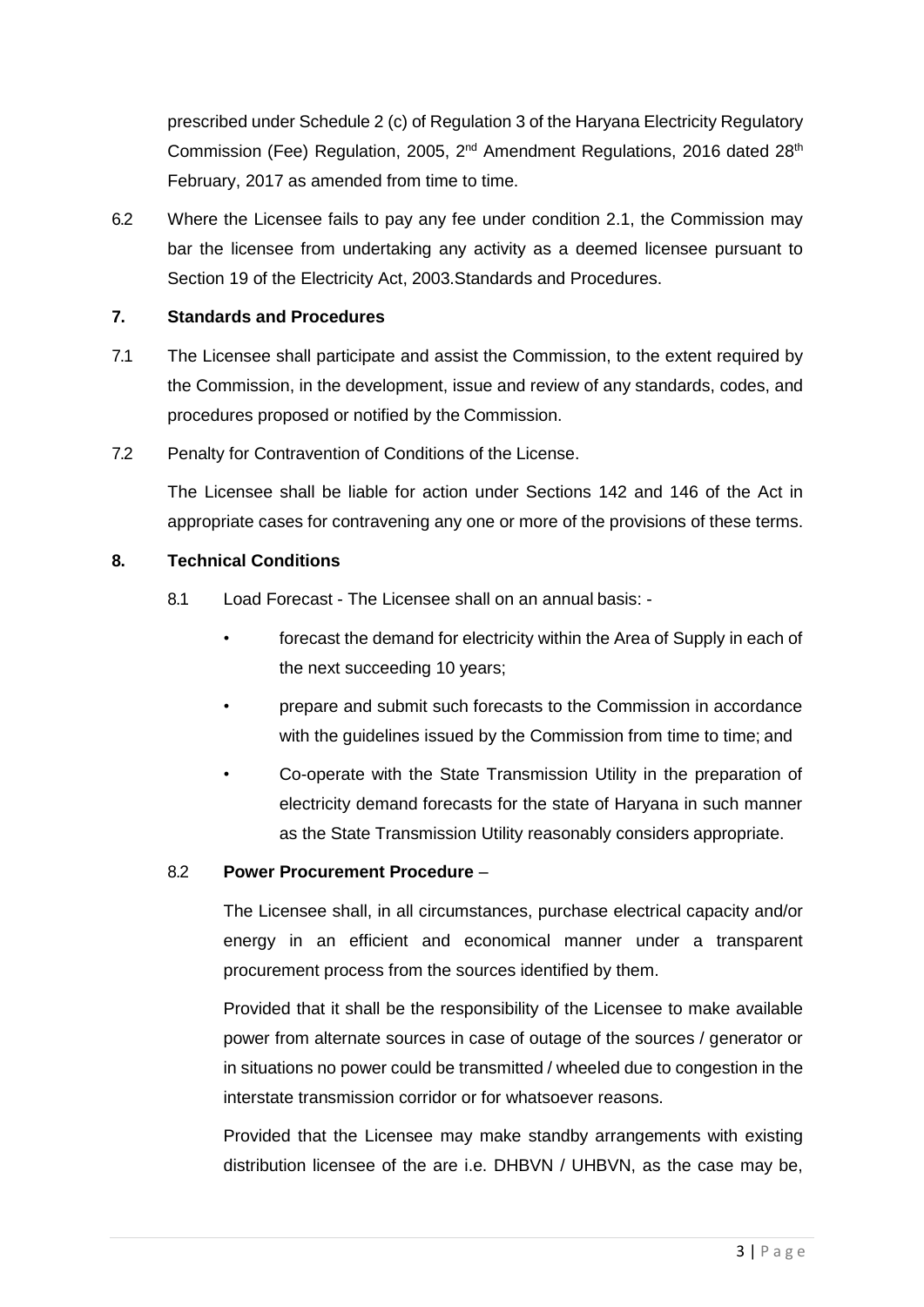prescribed under Schedule 2 (c) of Regulation 3 of the Haryana Electricity Regulatory Commission (Fee) Regulation, 2005, 2nd Amendment Regulations, 2016 dated 28th February, 2017 as amended from time to time.

6.2 Where the Licensee fails to pay any fee under condition 2.1, the Commission may bar the licensee from undertaking any activity as a deemed licensee pursuant to Section 19 of the Electricity Act, 2003.Standards and Procedures.

**7. Standards and Procedures**

7.1 The Licensee shall participate and assist the Commission, to the extent required by the Commission, in the development, issue and review of any standards, codes, and procedures proposed or notified by the Commission.

7.2 Penalty for Contravention of Conditions of the License.

The Licensee shall be liable for action under Sections 142 and 146 of the Act in appropriate cases for contravening any one or more of the provisions of these terms.

**8. Technical Conditions**

8.1 Load Forecast - The Licensee shall on an annual basis: -

- forecast the demand for electricity within the Area of Supply in each of the next succeeding 10 years;
- prepare and submit such forecasts to the Commission in accordance with the guidelines issued by the Commission from time to time; and
- Co-operate with the State Transmission Utility in the preparation of electricity demand forecasts for the state of Haryana in such manner as the State Transmission Utility reasonably considers appropriate.

8.2 **Power Procurement Procedure** –

The Licensee shall, in all circumstances, purchase electrical capacity and/or energy in an efficient and economical manner under a transparent procurement process from the sources identified by them.

Provided that it shall be the responsibility of the Licensee to make available power from alternate sources in case of outage of the sources / generator or in situations no power could be transmitted / wheeled due to congestion in the interstate transmission corridor or for whatsoever reasons.

Provided that the Licensee may make standby arrangements with existing distribution licensee of the are i.e. DHBVN / UHBVN, as the case may be,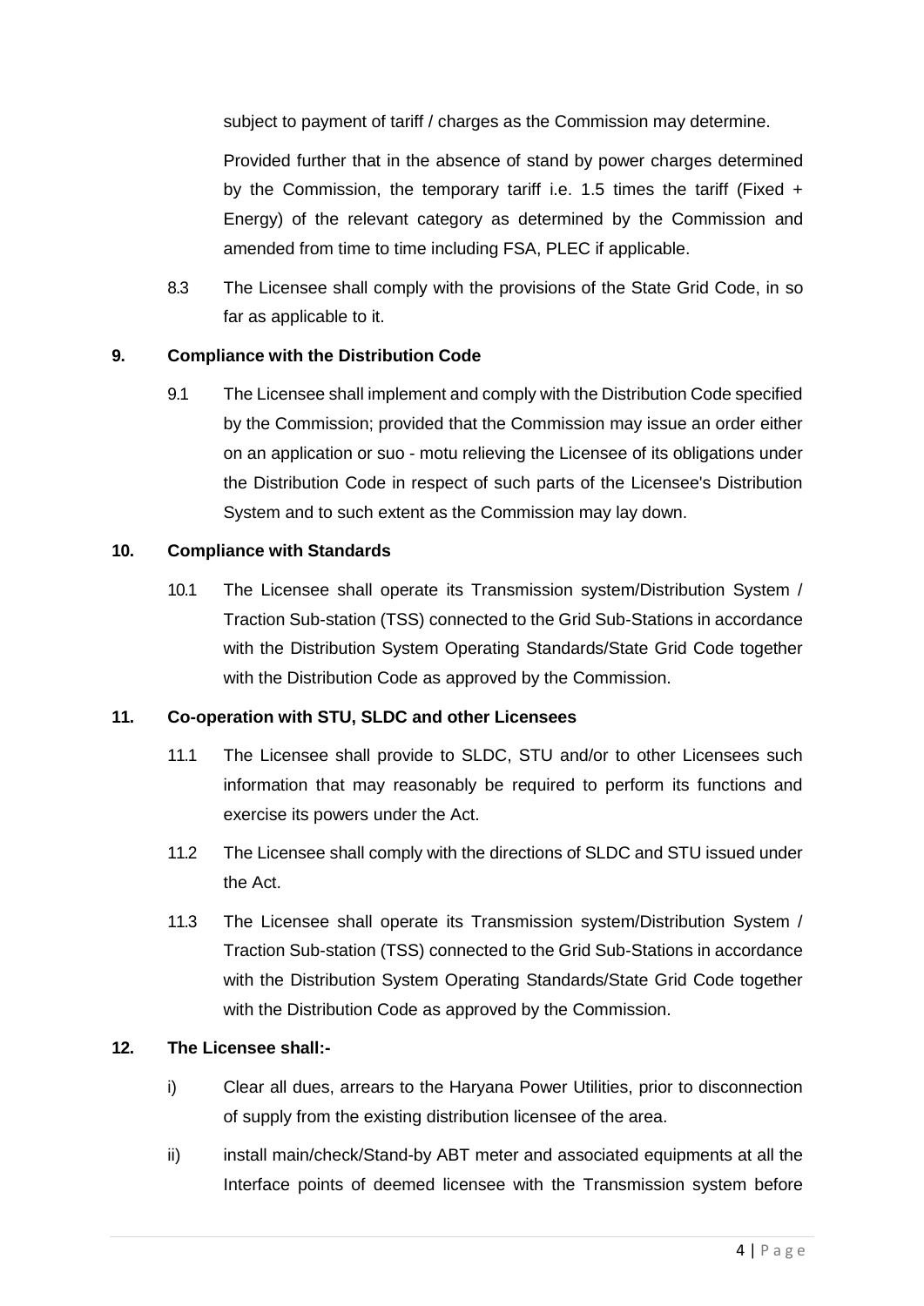subject to payment of tariff / charges as the Commission may determine.

Provided further that in the absence of stand by power charges determined by the Commission, the temporary tariff i.e. 1.5 times the tariff (Fixed + Energy) of the relevant category as determined by the Commission and amended from time to time including FSA, PLEC if applicable.

8.3 The Licensee shall comply with the provisions of the State Grid Code, in so far as applicable to it.

**9. Compliance with the Distribution Code**

9.1 The Licensee shall implement and comply with the Distribution Code specified by the Commission; provided that the Commission may issue an order either on an application or suo - motu relieving the Licensee of its obligations under the Distribution Code in respect of such parts of the Licensee's Distribution System and to such extent as the Commission may lay down.

**10. Compliance with Standards**

10.1 The Licensee shall operate its Transmission system/Distribution System / Traction Sub-station (TSS) connected to the Grid Sub-Stations in accordance with the Distribution System Operating Standards/State Grid Code together with the Distribution Code as approved by the Commission.

**11. Co-operation with STU, SLDC and other Licensees**

11.1 The Licensee shall provide to SLDC, STU and/or to other Licensees such information that may reasonably be required to perform its functions and exercise its powers under the Act.

11.2 The Licensee shall comply with the directions of SLDC and STU issued under the Act.

11.3 The Licensee shall operate its Transmission system/Distribution System / Traction Sub-station (TSS) connected to the Grid Sub-Stations in accordance with the Distribution System Operating Standards/State Grid Code together with the Distribution Code as approved by the Commission.

**12. The Licensee shall:-**

i) Clear all dues, arrears to the Haryana Power Utilities, prior to disconnection of supply from the existing distribution licensee of the area.

ii) install main/check/Stand-by ABT meter and associated equipments at all the Interface points of deemed licensee with the Transmission system before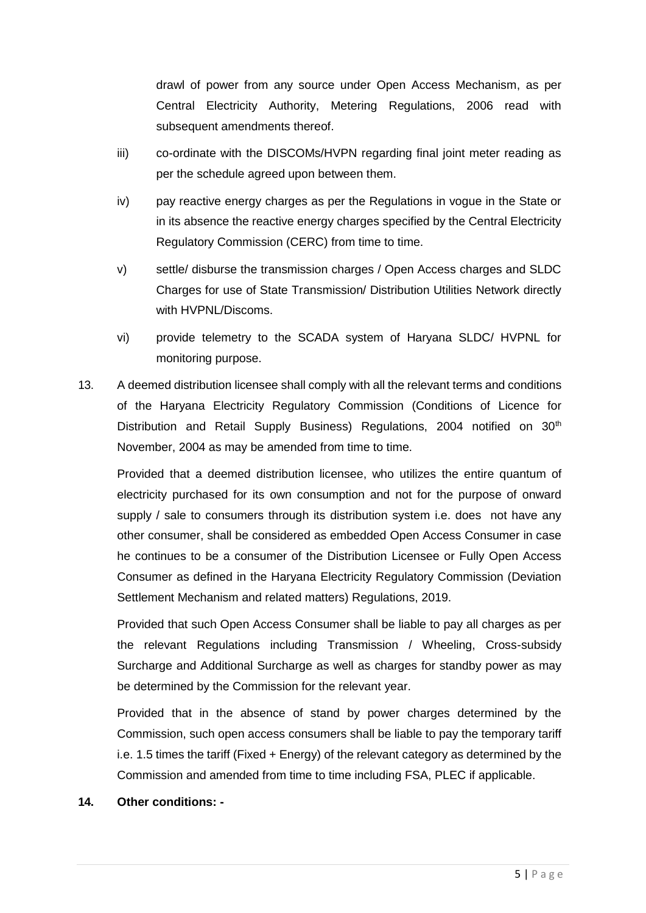drawl of power from any source under Open Access Mechanism, as per Central Electricity Authority, Metering Regulations, 2006 read with subsequent amendments thereof.

iii) co-ordinate with the DISCOMs/HVPN regarding final joint meter reading as per the schedule agreed upon between them.

iv) pay reactive energy charges as per the Regulations in vogue in the State or in its absence the reactive energy charges specified by the Central Electricity Regulatory Commission (CERC) from time to time.

v) settle/ disburse the transmission charges / Open Access charges and SLDC Charges for use of State Transmission/ Distribution Utilities Network directly with HVPNL/Discoms.

vi) provide telemetry to the SCADA system of Haryana SLDC/ HVPNL for monitoring purpose.

13. A deemed distribution licensee shall comply with all the relevant terms and conditions of the Haryana Electricity Regulatory Commission (Conditions of Licence for Distribution and Retail Supply Business) Regulations, 2004 notified on 30th November, 2004 as may be amended from time to time.

Provided that a deemed distribution licensee, who utilizes the entire quantum of electricity purchased for its own consumption and not for the purpose of onward supply / sale to consumers through its distribution system i.e. does not have any other consumer, shall be considered as embedded Open Access Consumer in case he continues to be a consumer of the Distribution Licensee or Fully Open Access Consumer as defined in the Haryana Electricity Regulatory Commission (Deviation Settlement Mechanism and related matters) Regulations, 2019.

Provided that such Open Access Consumer shall be liable to pay all charges as per the relevant Regulations including Transmission / Wheeling, Cross-subsidy Surcharge and Additional Surcharge as well as charges for standby power as may be determined by the Commission for the relevant year.

Provided that in the absence of stand by power charges determined by the Commission, such open access consumers shall be liable to pay the temporary tariff i.e. 1.5 times the tariff (Fixed + Energy) of the relevant category as determined by the Commission and amended from time to time including FSA, PLEC if applicable.

**14. Other conditions: -**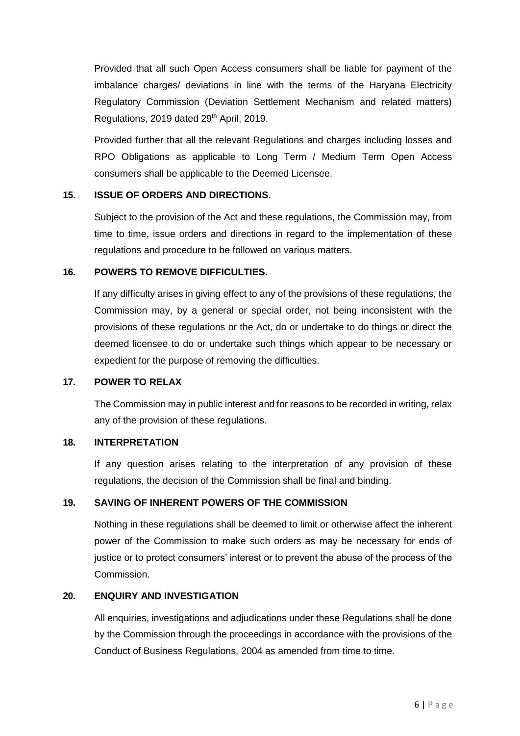Provided that all such Open Access consumers shall be liable for payment of the imbalance charges/ deviations in line with the terms of the Haryana Electricity Regulatory Commission (Deviation Settlement Mechanism and related matters) Regulations, 2019 dated 29th April, 2019.

Provided further that all the relevant Regulations and charges including losses and RPO Obligations as applicable to Long Term / Medium Term Open Access consumers shall be applicable to the Deemed Licensee.

### 15. ISSUE OF ORDERS AND DIRECTIONS.

Subject to the provision of the Act and these regulations, the Commission may, from time to time, issue orders and directions in regard to the implementation of these regulations and procedure to be followed on various matters.

### 16. POWERS TO REMOVE DIFFICULTIES.

If any difficulty arises in giving effect to any of the provisions of these regulations, the Commission may, by a general or special order, not being inconsistent with the provisions of these regulations or the Act, do or undertake to do things or direct the deemed licensee to do or undertake such things which appear to be necessary or expedient for the purpose of removing the difficulties.

### 17. POWER TO RELAX

The Commission may in public interest and for reasons to be recorded in writing, relax any of the provision of these regulations.

### 18. INTERPRETATION

If any question arises relating to the interpretation of any provision of these regulations, the decision of the Commission shall be final and binding.

### 19. SAVING OF INHERENT POWERS OF THE COMMISSION

Nothing in these regulations shall be deemed to limit or otherwise affect the inherent power of the Commission to make such orders as may be necessary for ends of justice or to protect consumers' interest or to prevent the abuse of the process of the Commission.

### 20. ENQUIRY AND INVESTIGATION

All enquiries, investigations and adjudications under these Regulations shall be done by the Commission through the proceedings in accordance with the provisions of the Conduct of Business Regulations, 2004 as amended from time to time.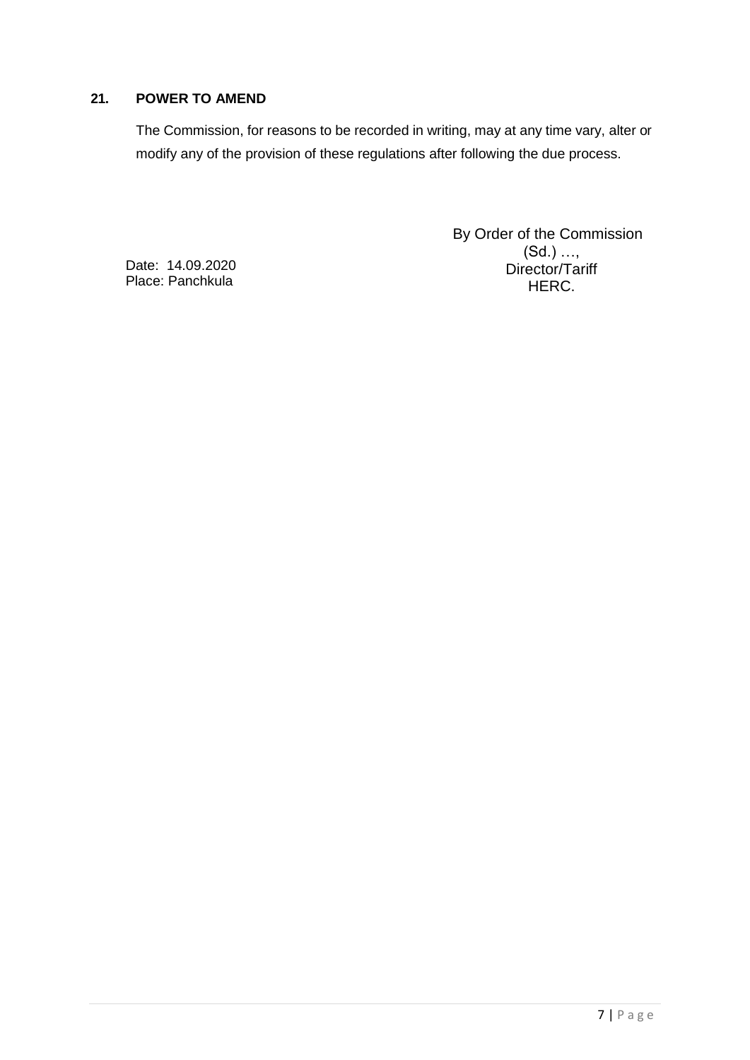## 21. POWER TO AMEND

The Commission, for reasons to be recorded in writing, may at any time vary, alter or modify any of the provision of these regulations after following the due process.

By Order of the Commission
(Sd.) …,
Director/Tariff
HERC.

Date: 14.09.2020
Place: Panchkula